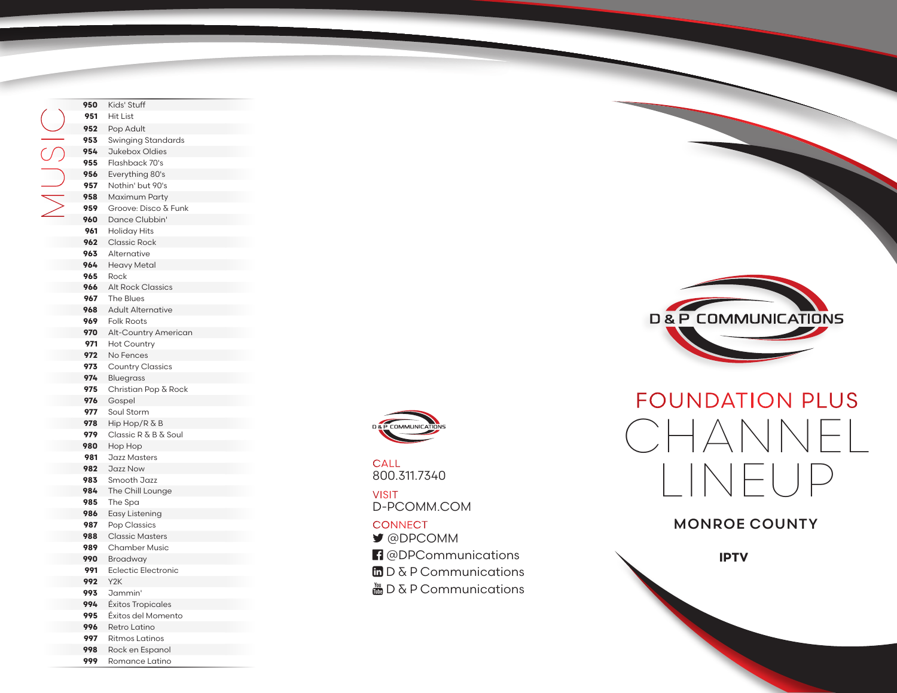## MUSIC

| Channel | Name |
|---|---|
| 950 | Kids' Stuff |
| 951 | Hit List |
| 952 | Pop Adult |
| 953 | Swinging Standards |
| 954 | Jukebox Oldies |
| 955 | Flashback 70's |
| 956 | Everything 80's |
| 957 | Nothin' but 90's |
| 958 | Maximum Party |
| 959 | Groove: Disco & Funk |
| 960 | Dance Clubbin' |
| 961 | Holiday Hits |
| 962 | Classic Rock |
| 963 | Alternative |
| 964 | Heavy Metal |
| 965 | Rock |
| 966 | Alt Rock Classics |
| 967 | The Blues |
| 968 | Adult Alternative |
| 969 | Folk Roots |
| 970 | Alt-Country American |
| 971 | Hot Country |
| 972 | No Fences |
| 973 | Country Classics |
| 974 | Bluegrass |
| 975 | Christian Pop & Rock |
| 976 | Gospel |
| 977 | Soul Storm |
| 978 | Hip Hop/R & B |
| 979 | Classic R & B & Soul |
| 980 | Hop Hop |
| 981 | Jazz Masters |
| 982 | Jazz Now |
| 983 | Smooth Jazz |
| 984 | The Chill Lounge |
| 985 | The Spa |
| 986 | Easy Listening |
| 987 | Pop Classics |
| 988 | Classic Masters |
| 989 | Chamber Music |
| 990 | Broadway |
| 991 | Eclectic Electronic |
| 992 | Y2K |
| 993 | Jammin' |
| 994 | Éxitos Tropicales |
| 995 | Éxitos del Momento |
| 996 | Retro Latino |
| 997 | Ritmos Latinos |
| 998 | Rock en Espanol |
| 999 | Romance Latino |

D & P COMMUNICATIONS

CALL
800.311.7340

VISIT
D-PCOMM.COM

CONNECT
@DPCOMM
@DPCommunications
D & P Communications
D & P Communications

D & P COMMUNICATIONS

# FOUNDATION PLUS CHANNEL LINEUP

**MONROE COUNTY**

**IPTV**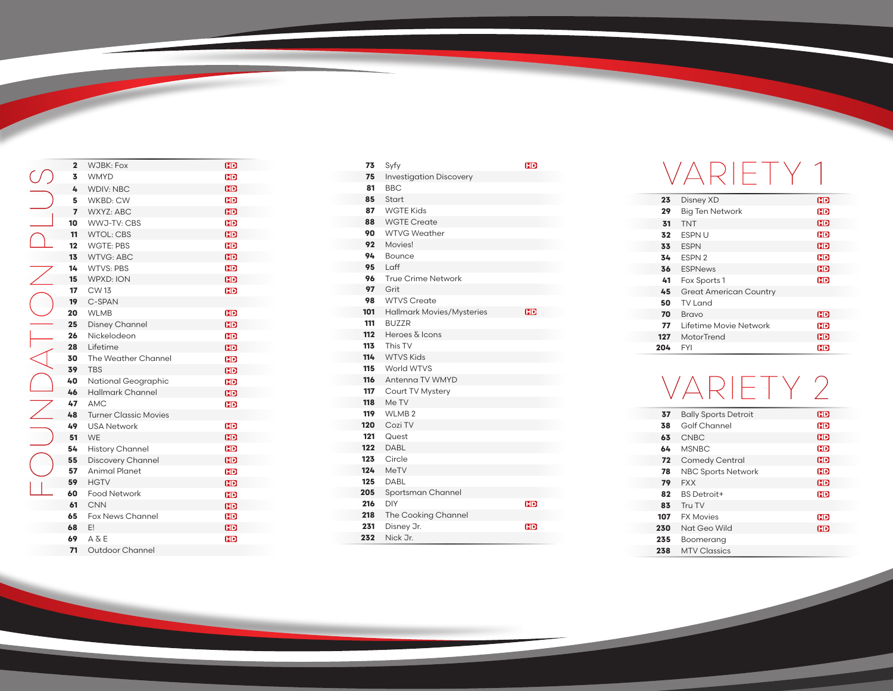## FOUNDATION PLUS

| | | |
|---|---|---|
| 2 | WJBK: Fox | HD |
| 3 | WMYD | HD |
| 4 | WDIV: NBC | HD |
| 5 | WKBD: CW | HD |
| 7 | WXYZ: ABC | HD |
| 10 | WWJ-TV: CBS | HD |
| 11 | WTOL: CBS | HD |
| 12 | WGTE: PBS | HD |
| 13 | WTVG: ABC | HD |
| 14 | WTVS: PBS | HD |
| 15 | WPXD: ION | HD |
| 17 | CW 13 | HD |
| 19 | C-SPAN | |
| 20 | WLMB | HD |
| 25 | Disney Channel | HD |
| 26 | Nickelodeon | HD |
| 28 | Lifetime | HD |
| 30 | The Weather Channel | HD |
| 39 | TBS | HD |
| 40 | National Geographic | HD |
| 46 | Hallmark Channel | HD |
| 47 | AMC | HD |
| 48 | Turner Classic Movies | |
| 49 | USA Network | HD |
| 51 | WE | HD |
| 54 | History Channel | HD |
| 55 | Discovery Channel | HD |
| 57 | Animal Planet | HD |
| 59 | HGTV | HD |
| 60 | Food Network | HD |
| 61 | CNN | HD |
| 65 | Fox News Channel | HD |
| 68 | E! | HD |
| 69 | A & E | HD |
| 71 | Outdoor Channel | |
| 73 | Syfy | HD |
| 75 | Investigation Discovery | |
| 81 | BBC | |
| 85 | Start | |
| 87 | WGTE Kids | |
| 88 | WGTE Create | |
| 90 | WTVG Weather | |
| 92 | Movies! | |
| 94 | Bounce | |
| 95 | Laff | |
| 96 | True Crime Network | |
| 97 | Grit | |
| 98 | WTVS Create | |
| 101 | Hallmark Movies/Mysteries | HD |
| 111 | BUZZR | |
| 112 | Heroes & Icons | |
| 113 | This TV | |
| 114 | WTVS Kids | |
| 115 | World WTVS | |
| 116 | Antenna TV WMYD | |
| 117 | Court TV Mystery | |
| 118 | Me TV | |
| 119 | WLMB 2 | |
| 120 | Cozi TV | |
| 121 | Quest | |
| 122 | DABL | |
| 123 | Circle | |
| 124 | MeTV | |
| 125 | DABL | |
| 205 | Sportsman Channel | |
| 216 | DIY | HD |
| 218 | The Cooking Channel | |
| 231 | Disney Jr. | HD |
| 232 | Nick Jr. | |

## VARIETY 1

| | | |
|---|---|---|
| 23 | Disney XD | HD |
| 29 | Big Ten Network | HD |
| 31 | TNT | HD |
| 32 | ESPN U | HD |
| 33 | ESPN | HD |
| 34 | ESPN 2 | HD |
| 36 | ESPNews | HD |
| 41 | Fox Sports 1 | HD |
| 45 | Great American Country | |
| 50 | TV Land | |
| 70 | Bravo | HD |
| 77 | Lifetime Movie Network | HD |
| 127 | MotorTrend | HD |
| 204 | FYI | HD |

## VARIETY 2

| | | |
|---|---|---|
| 37 | Bally Sports Detroit | HD |
| 38 | Golf Channel | HD |
| 63 | CNBC | HD |
| 64 | MSNBC | HD |
| 72 | Comedy Central | HD |
| 78 | NBC Sports Network | HD |
| 79 | FXX | HD |
| 82 | BS Detroit+ | HD |
| 83 | Tru TV | |
| 107 | FX Movies | HD |
| 230 | Nat Geo Wild | HD |
| 235 | Boomerang | |
| 238 | MTV Classics | |